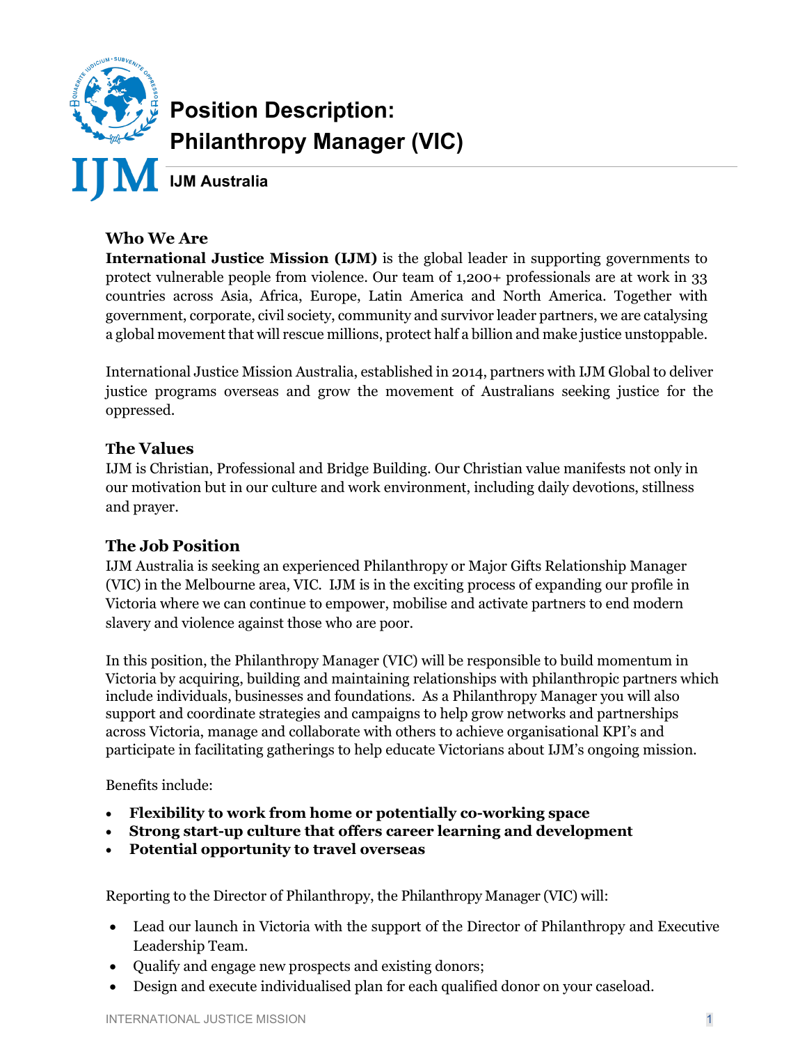# Position Description: Philanthropy Manager (VIC)

**IJM Australia**

## Who We Are

**International Justice Mission (IJM)** is the global leader in supporting governments to protect vulnerable people from violence. Our team of 1,200+ professionals are at work in 33 countries across Asia, Africa, Europe, Latin America and North America. Together with government, corporate, civil society, community and survivor leader partners, we are catalysing a global movement that will rescue millions, protect half a billion and make justice unstoppable.

International Justice Mission Australia, established in 2014, partners with IJM Global to deliver justice programs overseas and grow the movement of Australians seeking justice for the oppressed.

## The Values

IJM is Christian, Professional and Bridge Building. Our Christian value manifests not only in our motivation but in our culture and work environment, including daily devotions, stillness and prayer.

## The Job Position

IJM Australia is seeking an experienced Philanthropy or Major Gifts Relationship Manager (VIC) in the Melbourne area, VIC. IJM is in the exciting process of expanding our profile in Victoria where we can continue to empower, mobilise and activate partners to end modern slavery and violence against those who are poor.

In this position, the Philanthropy Manager (VIC) will be responsible to build momentum in Victoria by acquiring, building and maintaining relationships with philanthropic partners which include individuals, businesses and foundations. As a Philanthropy Manager you will also support and coordinate strategies and campaigns to help grow networks and partnerships across Victoria, manage and collaborate with others to achieve organisational KPI's and participate in facilitating gatherings to help educate Victorians about IJM's ongoing mission.

Benefits include:

- **Flexibility to work from home or potentially co-working space**
- **Strong start-up culture that offers career learning and development**
- **Potential opportunity to travel overseas**

Reporting to the Director of Philanthropy, the Philanthropy Manager (VIC) will:

- Lead our launch in Victoria with the support of the Director of Philanthropy and Executive Leadership Team.
- Qualify and engage new prospects and existing donors;
- Design and execute individualised plan for each qualified donor on your caseload.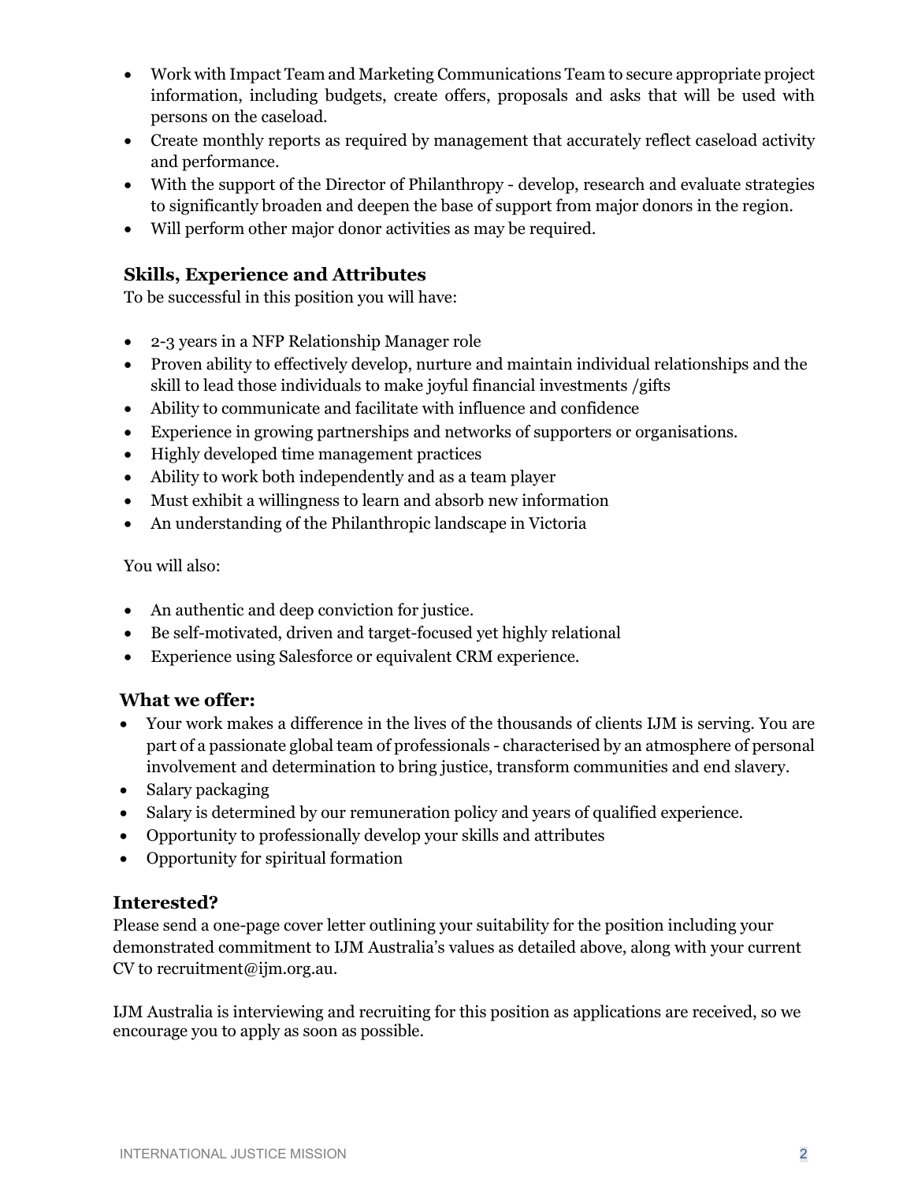- Work with Impact Team and Marketing Communications Team to secure appropriate project information, including budgets, create offers, proposals and asks that will be used with persons on the caseload.
- Create monthly reports as required by management that accurately reflect caseload activity and performance.
- With the support of the Director of Philanthropy - develop, research and evaluate strategies to significantly broaden and deepen the base of support from major donors in the region.
- Will perform other major donor activities as may be required.

### Skills, Experience and Attributes

To be successful in this position you will have:

- 2-3 years in a NFP Relationship Manager role
- Proven ability to effectively develop, nurture and maintain individual relationships and the skill to lead those individuals to make joyful financial investments /gifts
- Ability to communicate and facilitate with influence and confidence
- Experience in growing partnerships and networks of supporters or organisations.
- Highly developed time management practices
- Ability to work both independently and as a team player
- Must exhibit a willingness to learn and absorb new information
- An understanding of the Philanthropic landscape in Victoria

You will also:

- An authentic and deep conviction for justice.
- Be self-motivated, driven and target-focused yet highly relational
- Experience using Salesforce or equivalent CRM experience.

### What we offer:

- Your work makes a difference in the lives of the thousands of clients IJM is serving. You are part of a passionate global team of professionals - characterised by an atmosphere of personal involvement and determination to bring justice, transform communities and end slavery.
- Salary packaging
- Salary is determined by our remuneration policy and years of qualified experience.
- Opportunity to professionally develop your skills and attributes
- Opportunity for spiritual formation

### Interested?

Please send a one-page cover letter outlining your suitability for the position including your demonstrated commitment to IJM Australia's values as detailed above, along with your current CV to recruitment@ijm.org.au.

IJM Australia is interviewing and recruiting for this position as applications are received, so we encourage you to apply as soon as possible.